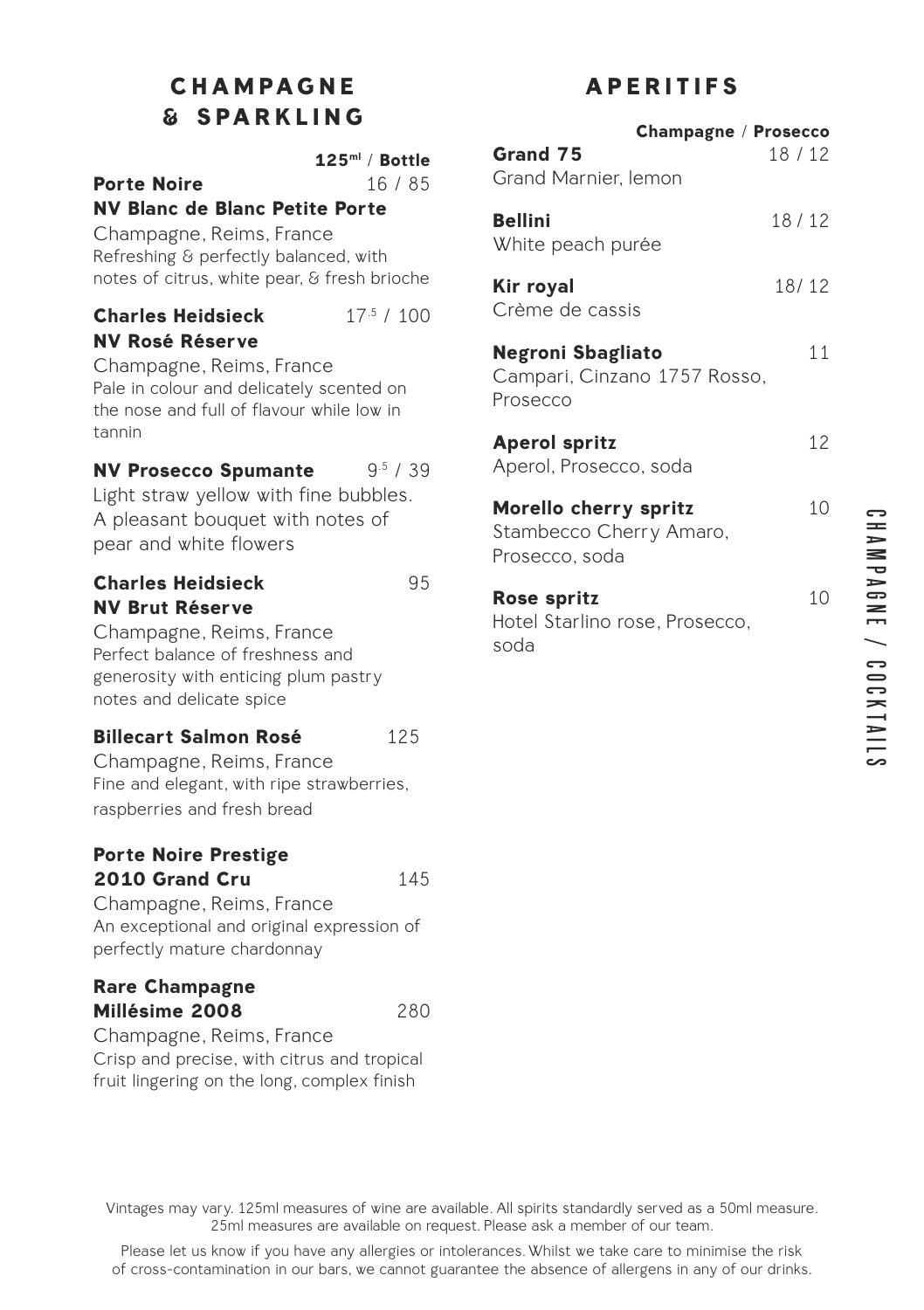# CHAMPAGNE & SPARKLING

**125ml / Bottle**

**Porte Noire** 16 / 85
**NV Blanc de Blanc Petite Porte**
Champagne, Reims, France
Refreshing & perfectly balanced, with notes of citrus, white pear, & fresh brioche

**Charles Heidsieck** 17.5 / 100
**NV Rosé Réserve**
Champagne, Reims, France
Pale in colour and delicately scented on the nose and full of flavour while low in tannin

**NV Prosecco Spumante** 9.5 / 39
Light straw yellow with fine bubbles. A pleasant bouquet with notes of pear and white flowers

**Charles Heidsieck** 95
**NV Brut Réserve**
Champagne, Reims, France
Perfect balance of freshness and generosity with enticing plum pastry notes and delicate spice

**Billecart Salmon Rosé** 125
Champagne, Reims, France
Fine and elegant, with ripe strawberries, raspberries and fresh bread

**Porte Noire Prestige**
**2010 Grand Cru** 145
Champagne, Reims, France
An exceptional and original expression of perfectly mature chardonnay

**Rare Champagne**
**Millésime 2008** 280
Champagne, Reims, France
Crisp and precise, with citrus and tropical fruit lingering on the long, complex finish

# APERITIFS

**Champagne / Prosecco**

**Grand 75** 18 / 12
Grand Marnier, lemon

**Bellini** 18 / 12
White peach purée

**Kir royal** 18/ 12
Crème de cassis

**Negroni Sbagliato** 11
Campari, Cinzano 1757 Rosso, Prosecco

**Aperol spritz** 12
Aperol, Prosecco, soda

**Morello cherry spritz** 10
Stambecco Cherry Amaro, Prosecco, soda

**Rose spritz** 10
Hotel Starlino rose, Prosecco, soda

Vintages may vary. 125ml measures of wine are available. All spirits standardly served as a 50ml measure. 25ml measures are available on request. Please ask a member of our team.

Please let us know if you have any allergies or intolerances. Whilst we take care to minimise the risk of cross-contamination in our bars, we cannot guarantee the absence of allergens in any of our drinks.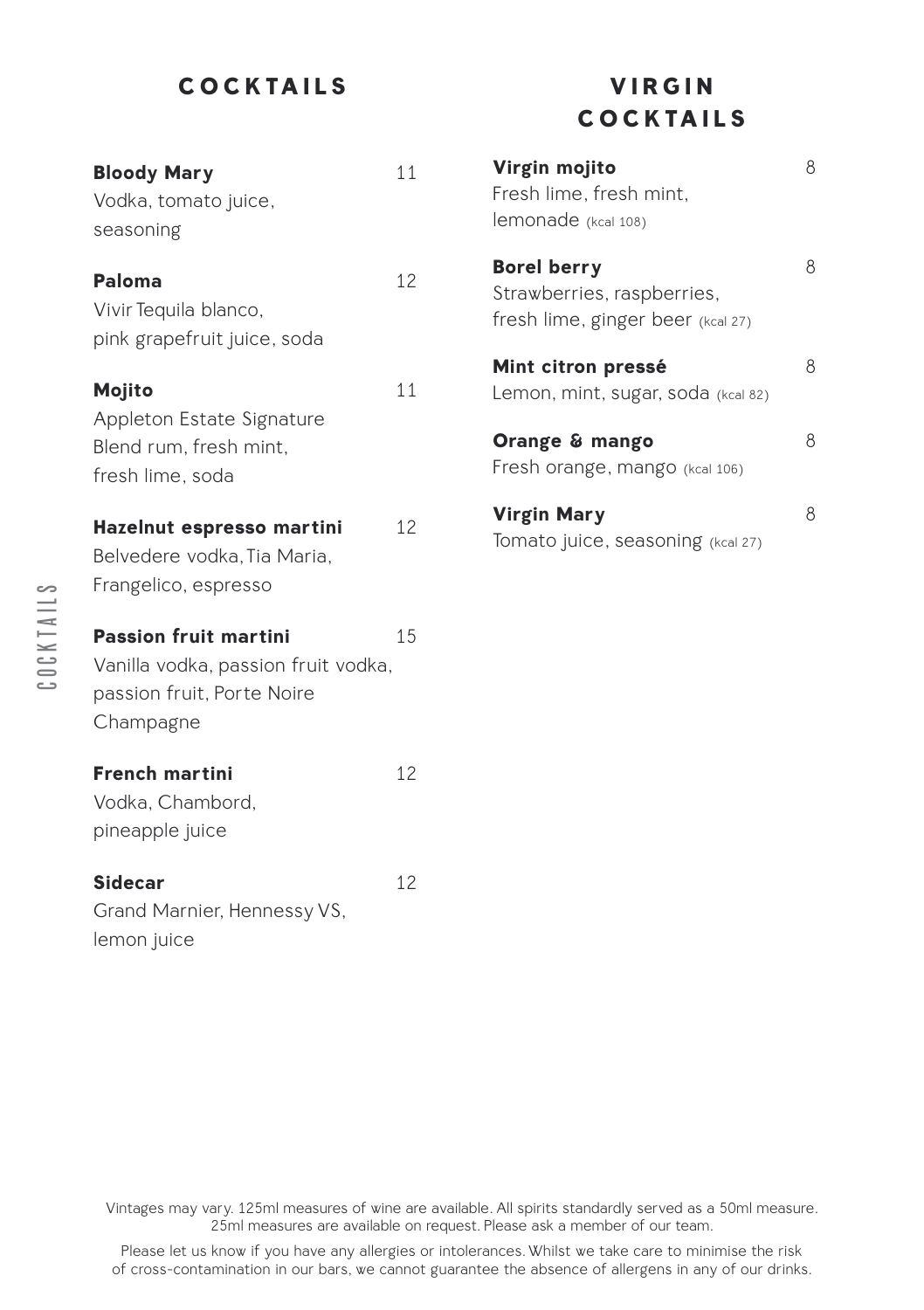## COCKTAILS

**Bloody Mary** 11
Vodka, tomato juice, seasoning

**Paloma** 12
Vivir Tequila blanco, pink grapefruit juice, soda

**Mojito** 11
Appleton Estate Signature Blend rum, fresh mint, fresh lime, soda

**Hazelnut espresso martini** 12
Belvedere vodka, Tia Maria, Frangelico, espresso

**Passion fruit martini** 15
Vanilla vodka, passion fruit vodka, passion fruit, Porte Noire Champagne

**French martini** 12
Vodka, Chambord, pineapple juice

**Sidecar** 12
Grand Marnier, Hennessy VS, lemon juice

## VIRGIN COCKTAILS

**Virgin mojito** 8
Fresh lime, fresh mint, lemonade (kcal 108)

**Borel berry** 8
Strawberries, raspberries, fresh lime, ginger beer (kcal 27)

**Mint citron pressé** 8
Lemon, mint, sugar, soda (kcal 82)

**Orange & mango** 8
Fresh orange, mango (kcal 106)

**Virgin Mary** 8
Tomato juice, seasoning (kcal 27)

Vintages may vary. 125ml measures of wine are available. All spirits standardly served as a 50ml measure. 25ml measures are available on request. Please ask a member of our team.

Please let us know if you have any allergies or intolerances. Whilst we take care to minimise the risk of cross-contamination in our bars, we cannot guarantee the absence of allergens in any of our drinks.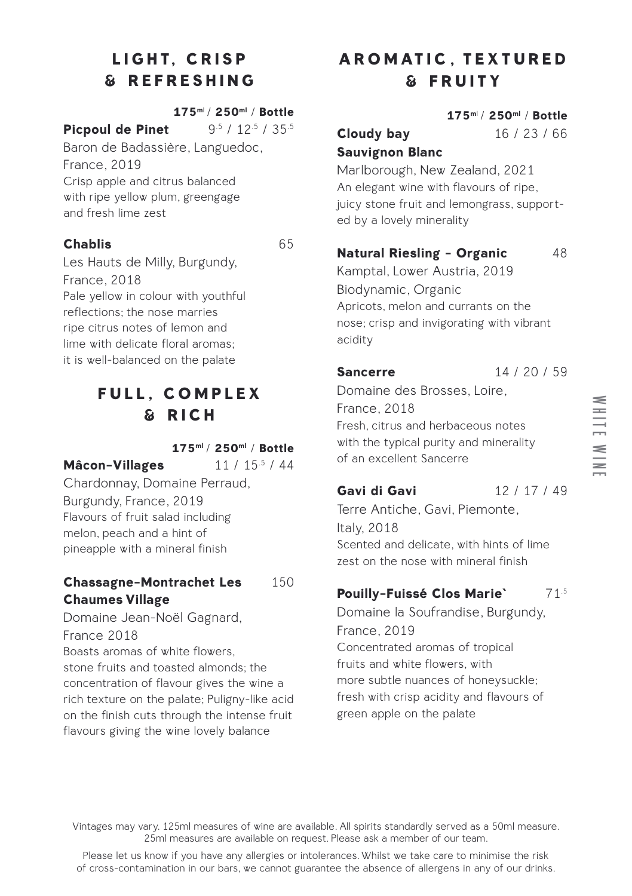## LIGHT, CRISP & REFRESHING

**175ml / 250ml / Bottle**

**Picpoul de Pinet** 9.5 / 12.5 / 35.5

Baron de Badassière, Languedoc, France, 2019

Crisp apple and citrus balanced with ripe yellow plum, greengage and fresh lime zest

**Chablis** 65

Les Hauts de Milly, Burgundy, France, 2018

Pale yellow in colour with youthful reflections; the nose marries ripe citrus notes of lemon and lime with delicate floral aromas; it is well-balanced on the palate

## FULL, COMPLEX & RICH

**175ml / 250ml / Bottle**

**Mâcon-Villages** 11 / 15.5 / 44

Chardonnay, Domaine Perraud, Burgundy, France, 2019

Flavours of fruit salad including melon, peach and a hint of pineapple with a mineral finish

**Chassagne-Montrachet Les Chaumes Village** 150

Domaine Jean-Noël Gagnard, France 2018

Boasts aromas of white flowers, stone fruits and toasted almonds; the concentration of flavour gives the wine a rich texture on the palate; Puligny-like acid on the finish cuts through the intense fruit flavours giving the wine lovely balance

## AROMATIC, TEXTURED & FRUITY

**175ml / 250ml / Bottle**

**Cloudy bay Sauvignon Blanc** 16 / 23 / 66

Marlborough, New Zealand, 2021

An elegant wine with flavours of ripe, juicy stone fruit and lemongrass, supported by a lovely minerality

**Natural Riesling - Organic** 48

Kamptal, Lower Austria, 2019

Biodynamic, Organic

Apricots, melon and currants on the nose; crisp and invigorating with vibrant acidity

**Sancerre** 14 / 20 / 59

Domaine des Brosses, Loire, France, 2018

Fresh, citrus and herbaceous notes with the typical purity and minerality of an excellent Sancerre

**Gavi di Gavi** 12 / 17 / 49

Terre Antiche, Gavi, Piemonte, Italy, 2018

Scented and delicate, with hints of lime zest on the nose with mineral finish

**Pouilly-Fuissé Clos Marie`** 71.5

Domaine la Soufrandise, Burgundy, France, 2019

Concentrated aromas of tropical fruits and white flowers, with more subtle nuances of honeysuckle; fresh with crisp acidity and flavours of green apple on the palate

WHITE WINE

Vintages may vary. 125ml measures of wine are available. All spirits standardly served as a 50ml measure. 25ml measures are available on request. Please ask a member of our team.

Please let us know if you have any allergies or intolerances. Whilst we take care to minimise the risk of cross-contamination in our bars, we cannot guarantee the absence of allergens in any of our drinks.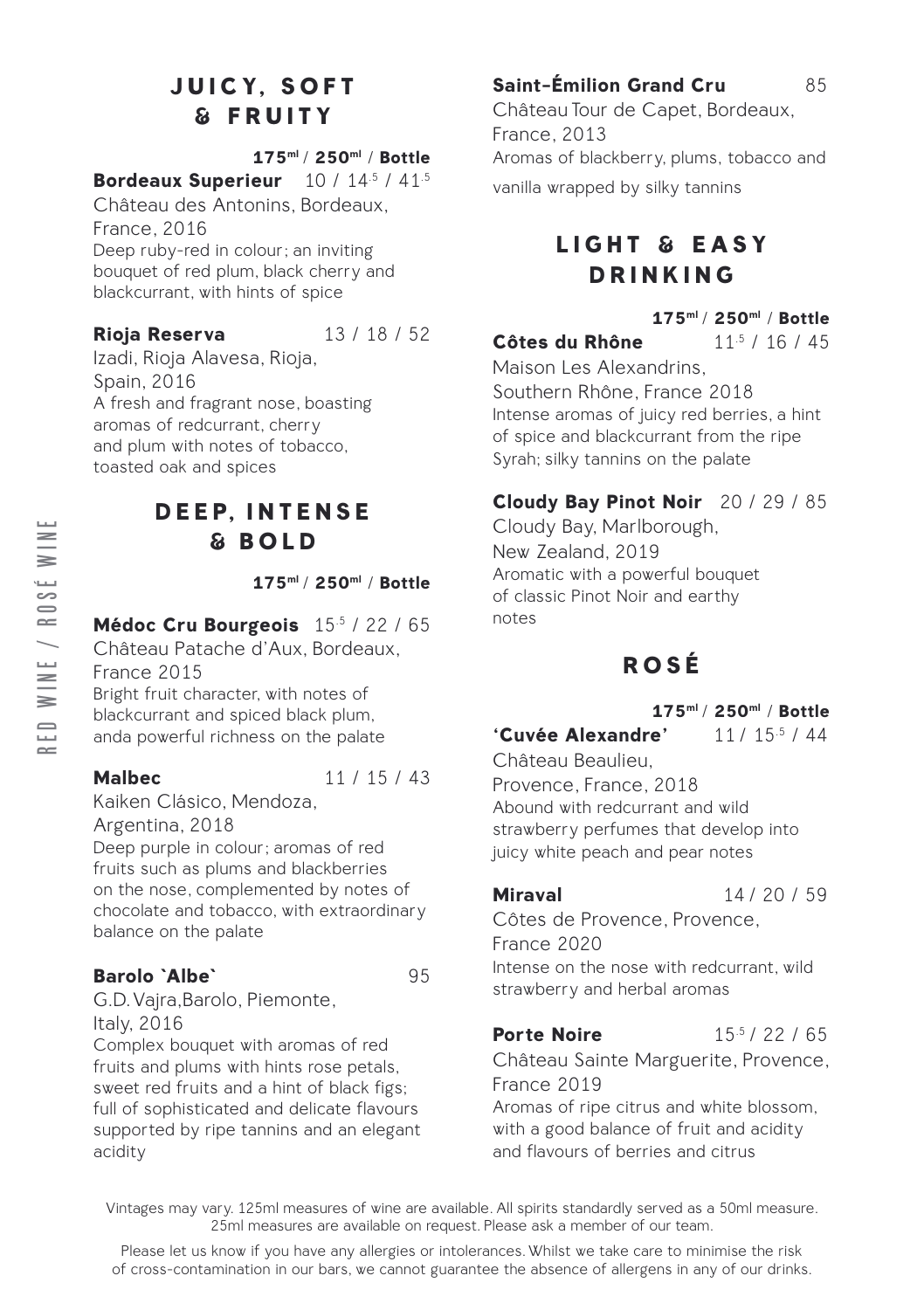## JUICY, SOFT & FRUITY

**175ml / 250ml / Bottle**

**Bordeaux Superieur** 10 / 14.5 / 41.5

Château des Antonins, Bordeaux, France, 2016

Deep ruby-red in colour; an inviting bouquet of red plum, black cherry and blackcurrant, with hints of spice

**Rioja Reserva** 13 / 18 / 52

Izadi, Rioja Alavesa, Rioja, Spain, 2016

A fresh and fragrant nose, boasting aromas of redcurrant, cherry and plum with notes of tobacco, toasted oak and spices

## DEEP, INTENSE & BOLD

**175ml / 250ml / Bottle**

**Médoc Cru Bourgeois** 15.5 / 22 / 65

Château Patache d'Aux, Bordeaux, France 2015

Bright fruit character, with notes of blackcurrant and spiced black plum, anda powerful richness on the palate

**Malbec** 11 / 15 / 43

Kaiken Clásico, Mendoza, Argentina, 2018

Deep purple in colour; aromas of red fruits such as plums and blackberries on the nose, complemented by notes of chocolate and tobacco, with extraordinary balance on the palate

**Barolo `Albe`** 95

G.D. Vajra,Barolo, Piemonte, Italy, 2016

Complex bouquet with aromas of red fruits and plums with hints rose petals, sweet red fruits and a hint of black figs; full of sophisticated and delicate flavours supported by ripe tannins and an elegant acidity

**Saint-Émilion Grand Cru** 85

Château Tour de Capet, Bordeaux, France, 2013

Aromas of blackberry, plums, tobacco and vanilla wrapped by silky tannins

## LIGHT & EASY DRINKING

**175ml / 250ml / Bottle**

**Côtes du Rhône** 11.5 / 16 / 45

Maison Les Alexandrins, Southern Rhône, France 2018

Intense aromas of juicy red berries, a hint of spice and blackcurrant from the ripe Syrah; silky tannins on the palate

**Cloudy Bay Pinot Noir** 20 / 29 / 85

Cloudy Bay, Marlborough, New Zealand, 2019

Aromatic with a powerful bouquet of classic Pinot Noir and earthy notes

## ROSÉ

**175ml / 250ml / Bottle**

**'Cuvée Alexandre'** 11 / 15.5 / 44

Château Beaulieu, Provence, France, 2018

Abound with redcurrant and wild strawberry perfumes that develop into juicy white peach and pear notes

**Miraval** 14 / 20 / 59

Côtes de Provence, Provence, France 2020

Intense on the nose with redcurrant, wild strawberry and herbal aromas

**Porte Noire** 15.5 / 22 / 65

Château Sainte Marguerite, Provence, France 2019

Aromas of ripe citrus and white blossom, with a good balance of fruit and acidity and flavours of berries and citrus

Vintages may vary. 125ml measures of wine are available. All spirits standardly served as a 50ml measure. 25ml measures are available on request. Please ask a member of our team.

Please let us know if you have any allergies or intolerances. Whilst we take care to minimise the risk of cross-contamination in our bars, we cannot guarantee the absence of allergens in any of our drinks.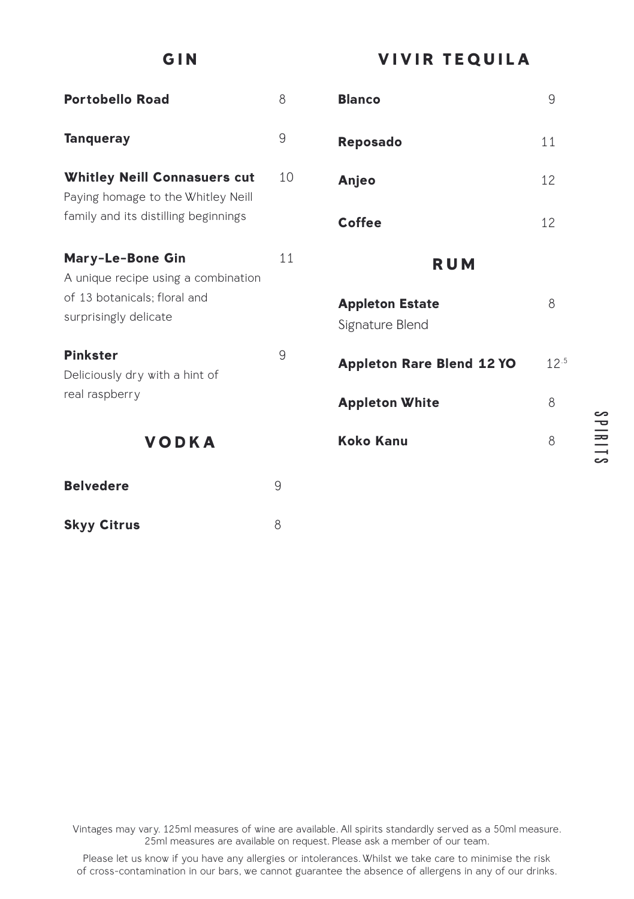## GIN

**Portobello Road** 8

**Tanqueray** 9

**Whitley Neill Connasuers cut** 10
Paying homage to the Whitley Neill family and its distilling beginnings

**Mary-Le-Bone Gin** 11
A unique recipe using a combination of 13 botanicals; floral and surprisingly delicate

**Pinkster** 9
Deliciously dry with a hint of real raspberry

## VODKA

**Belvedere** 9

**Skyy Citrus** 8

## VIVIR TEQUILA

**Blanco** 9

**Reposado** 11

**Anjeo** 12

**Coffee** 12

## RUM

**Appleton Estate** 8
Signature Blend

**Appleton Rare Blend 12 YO** 12.5

**Appleton White** 8

**Koko Kanu** 8

SPIRITS

Vintages may vary. 125ml measures of wine are available. All spirits standardly served as a 50ml measure. 25ml measures are available on request. Please ask a member of our team.

Please let us know if you have any allergies or intolerances. Whilst we take care to minimise the risk of cross-contamination in our bars, we cannot guarantee the absence of allergens in any of our drinks.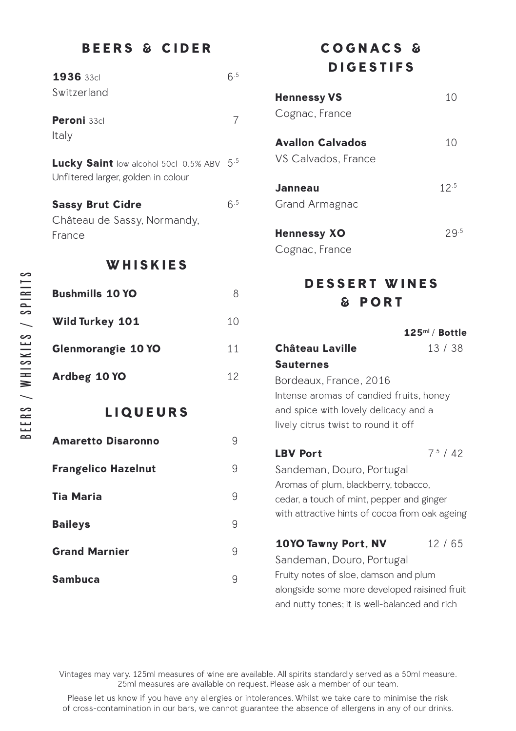## BEERS & CIDER

**1936** 33cl — 6.5
Switzerland

**Peroni** 33cl — 7
Italy

**Lucky Saint** low alcohol 50cl 0.5% ABV — 5.5
Unfiltered larger, golden in colour

**Sassy Brut Cidre** — 6.5
Château de Sassy, Normandy, France

## WHISKIES

**Bushmills 10 YO** — 8

**Wild Turkey 101** — 10

**Glenmorangie 10 YO** — 11

**Ardbeg 10 YO** — 12

## LIQUEURS

**Amaretto Disaronno** — 9

**Frangelico Hazelnut** — 9

**Tia Maria** — 9

**Baileys** — 9

**Grand Marnier** — 9

**Sambuca** — 9

## COGNACS & DIGESTIFS

**Hennessy VS** — 10
Cognac, France

**Avallon Calvados** — 10
VS Calvados, France

**Janneau** — 12.5
Grand Armagnac

**Hennessy XO** — 29.5
Cognac, France

## DESSERT WINES & PORT

**125ml / Bottle**

**Château Laville Sauternes** — 13 / 38
Bordeaux, France, 2016
Intense aromas of candied fruits, honey and spice with lovely delicacy and a lively citrus twist to round it off

**LBV Port** — 7.5 / 42
Sandeman, Douro, Portugal
Aromas of plum, blackberry, tobacco, cedar, a touch of mint, pepper and ginger with attractive hints of cocoa from oak ageing

**10YO Tawny Port, NV** — 12 / 65
Sandeman, Douro, Portugal
Fruity notes of sloe, damson and plum alongside some more developed raisined fruit and nutty tones; it is well-balanced and rich

Vintages may vary. 125ml measures of wine are available. All spirits standardly served as a 50ml measure. 25ml measures are available on request. Please ask a member of our team.

Please let us know if you have any allergies or intolerances. Whilst we take care to minimise the risk of cross-contamination in our bars, we cannot guarantee the absence of allergens in any of our drinks.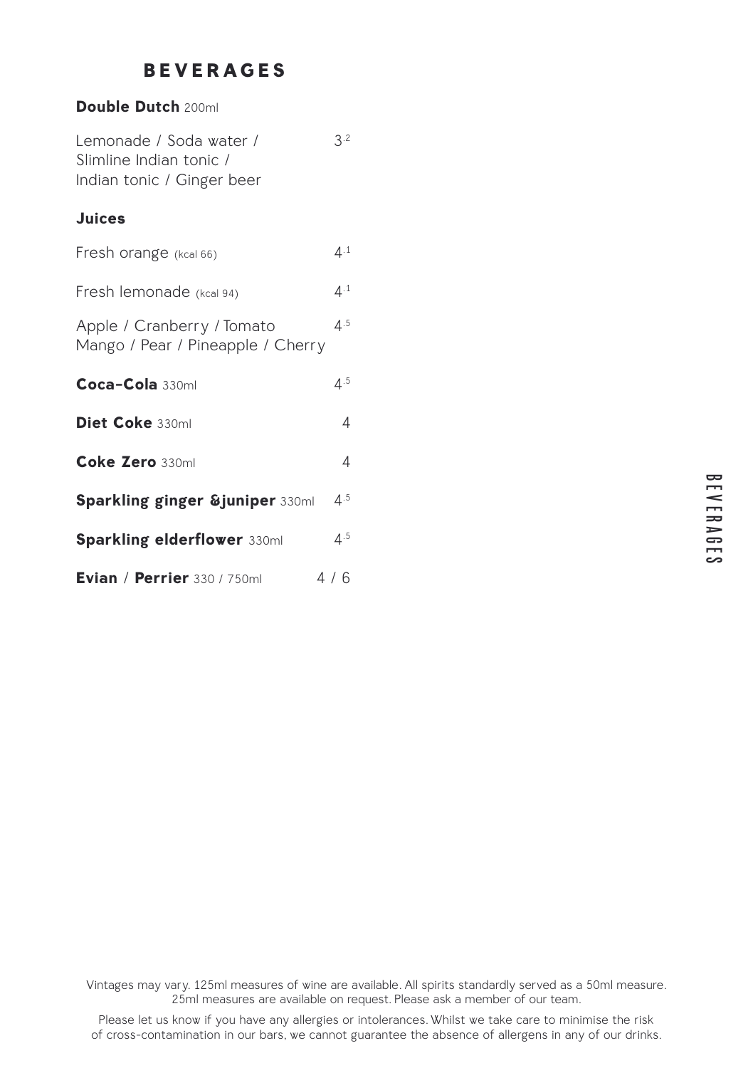# BEVERAGES

**Double Dutch** 200ml

| | |
|---|---|
| Lemonade / Soda water / Slimline Indian tonic / Indian tonic / Ginger beer | 3.2 |

**Juices**

| | |
|---|---|
| Fresh orange (kcal 66) | 4.1 |
| Fresh lemonade (kcal 94) | 4.1 |
| Apple / Cranberry / Tomato Mango / Pear / Pineapple / Cherry | 4.5 |

| | |
|---|---|
| **Coca-Cola** 330ml | 4.5 |
| **Diet Coke** 330ml | 4 |
| **Coke Zero** 330ml | 4 |
| **Sparkling ginger &juniper** 330ml | 4.5 |
| **Sparkling elderflower** 330ml | 4.5 |
| **Evian** / **Perrier** 330 / 750ml | 4 / 6 |

Vintages may vary. 125ml measures of wine are available. All spirits standardly served as a 50ml measure. 25ml measures are available on request. Please ask a member of our team.

Please let us know if you have any allergies or intolerances. Whilst we take care to minimise the risk of cross-contamination in our bars, we cannot guarantee the absence of allergens in any of our drinks.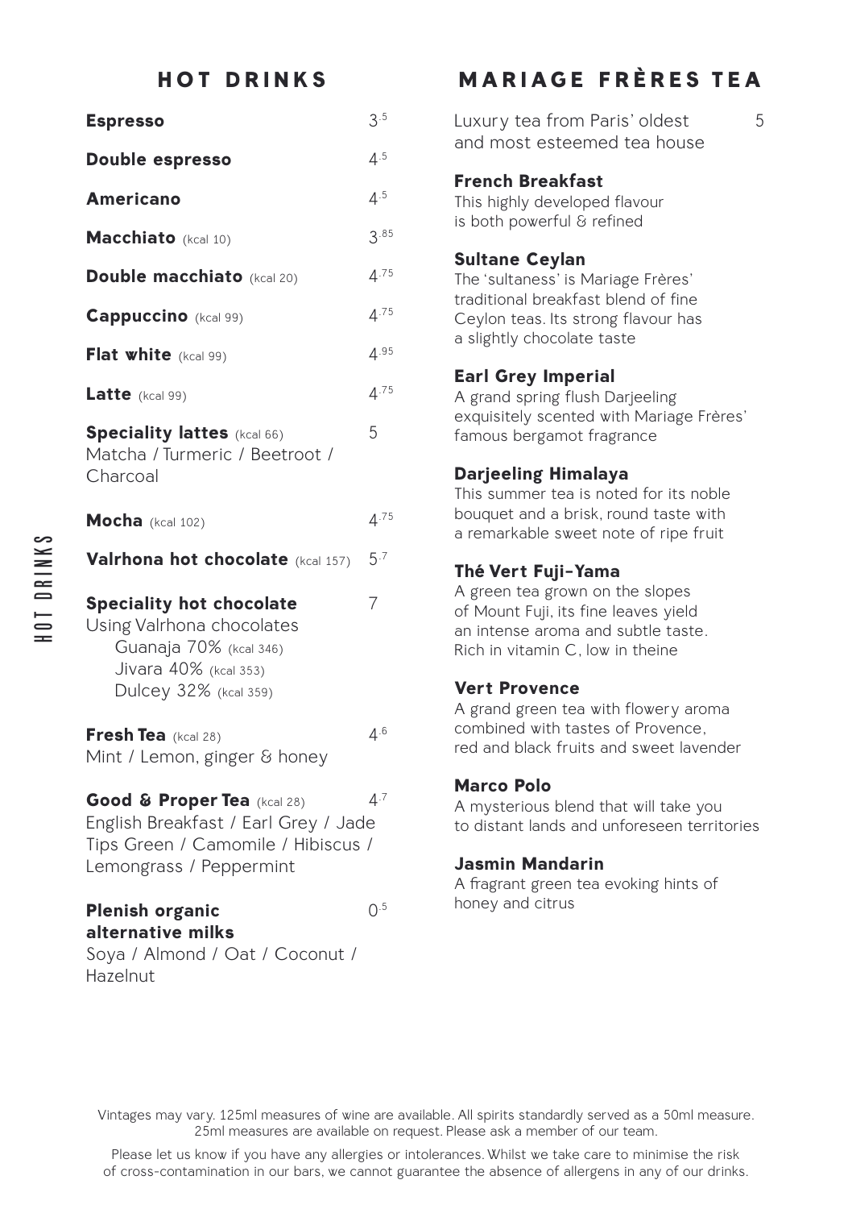## HOT DRINKS

**Espresso** 3.5

**Double espresso** 4.5

**Americano** 4.5

**Macchiato** (kcal 10) 3.85

**Double macchiato** (kcal 20) 4.75

**Cappuccino** (kcal 99) 4.75

**Flat white** (kcal 99) 4.95

**Latte** (kcal 99) 4.75

**Speciality lattes** (kcal 66) 5
Matcha / Turmeric / Beetroot / Charcoal

**Mocha** (kcal 102) 4.75

**Valrhona hot chocolate** (kcal 157) 5.7

**Speciality hot chocolate** 7
Using Valrhona chocolates
- Guanaja 70% (kcal 346)
- Jivara 40% (kcal 353)
- Dulcey 32% (kcal 359)

**Fresh Tea** (kcal 28) 4.6
Mint / Lemon, ginger & honey

**Good & Proper Tea** (kcal 28) 4.7
English Breakfast / Earl Grey / Jade Tips Green / Camomile / Hibiscus / Lemongrass / Peppermint

**Plenish organic alternative milks** 0.5
Soya / Almond / Oat / Coconut / Hazelnut

## MARIAGE FRÈRES TEA

Luxury tea from Paris' oldest and most esteemed tea house 5

**French Breakfast**
This highly developed flavour is both powerful & refined

**Sultane Ceylan**
The 'sultaness' is Mariage Frères' traditional breakfast blend of fine Ceylon teas. Its strong flavour has a slightly chocolate taste

**Earl Grey Imperial**
A grand spring flush Darjeeling exquisitely scented with Mariage Frères' famous bergamot fragrance

**Darjeeling Himalaya**
This summer tea is noted for its noble bouquet and a brisk, round taste with a remarkable sweet note of ripe fruit

**Thé Vert Fuji-Yama**
A green tea grown on the slopes of Mount Fuji, its fine leaves yield an intense aroma and subtle taste. Rich in vitamin C, low in theine

**Vert Provence**
A grand green tea with flowery aroma combined with tastes of Provence, red and black fruits and sweet lavender

**Marco Polo**
A mysterious blend that will take you to distant lands and unforeseen territories

**Jasmin Mandarin**
A fragrant green tea evoking hints of honey and citrus

Vintages may vary. 125ml measures of wine are available. All spirits standardly served as a 50ml measure. 25ml measures are available on request. Please ask a member of our team.

Please let us know if you have any allergies or intolerances. Whilst we take care to minimise the risk of cross-contamination in our bars, we cannot guarantee the absence of allergens in any of our drinks.